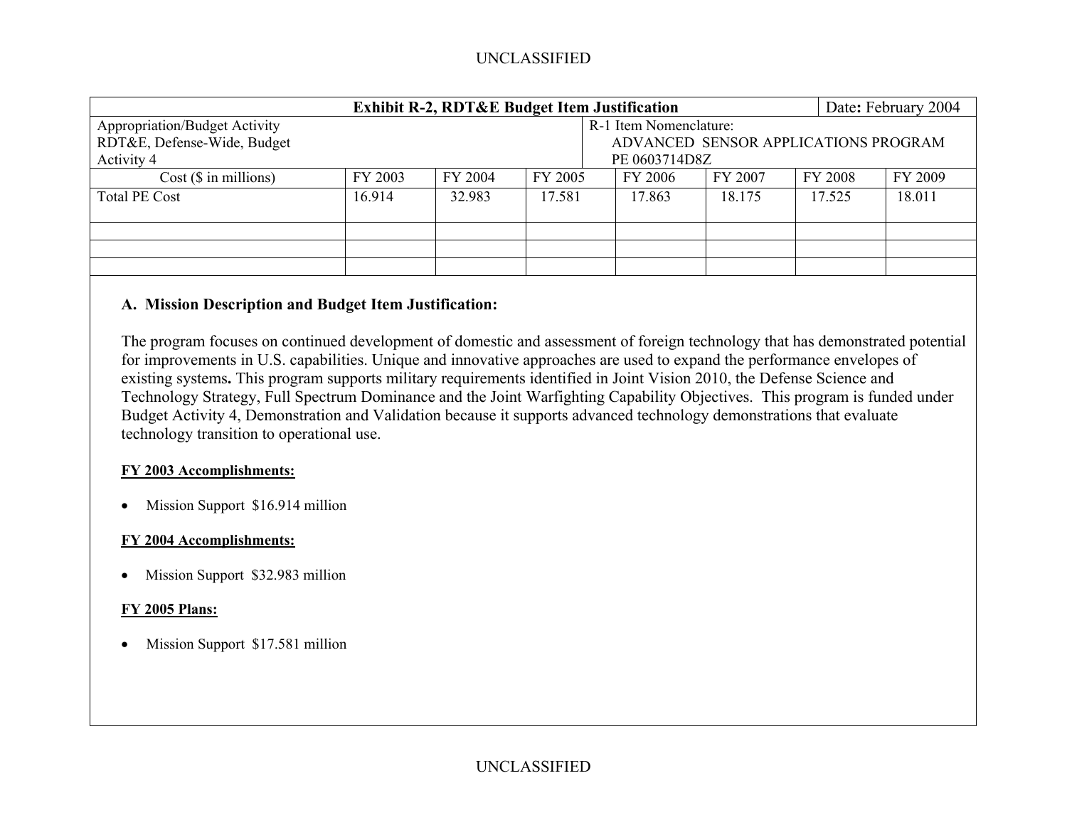UNCLASSIFIED

| Exhibit R-2, RDT&E Budget Item Justification | | | | | | | Date: February 2004 |
|---|---|---|---|---|---|---|---|
| Appropriation/Budget Activity<br>RDT&E, Defense-Wide, Budget Activity 4 | | | | R-1 Item Nomenclature:<br>ADVANCED SENSOR APPLICATIONS PROGRAM<br>PE 0603714D8Z | | | |
| Cost ($ in millions) | FY 2003 | FY 2004 | FY 2005 | FY 2006 | FY 2007 | FY 2008 | FY 2009 |
| Total PE Cost | 16.914 | 32.983 | 17.581 | 17.863 | 18.175 | 17.525 | 18.011 |
| | | | | | | | |
| | | | | | | | |
| | | | | | | | |

**A. Mission Description and Budget Item Justification:**

The program focuses on continued development of domestic and assessment of foreign technology that has demonstrated potential for improvements in U.S. capabilities. Unique and innovative approaches are used to expand the performance envelopes of existing systems**.** This program supports military requirements identified in Joint Vision 2010, the Defense Science and Technology Strategy, Full Spectrum Dominance and the Joint Warfighting Capability Objectives. This program is funded under Budget Activity 4, Demonstration and Validation because it supports advanced technology demonstrations that evaluate technology transition to operational use.

**FY 2003 Accomplishments:**

- Mission Support $16.914 million

**FY 2004 Accomplishments:**

- Mission Support $32.983 million

**FY 2005 Plans:**

- Mission Support $17.581 million

UNCLASSIFIED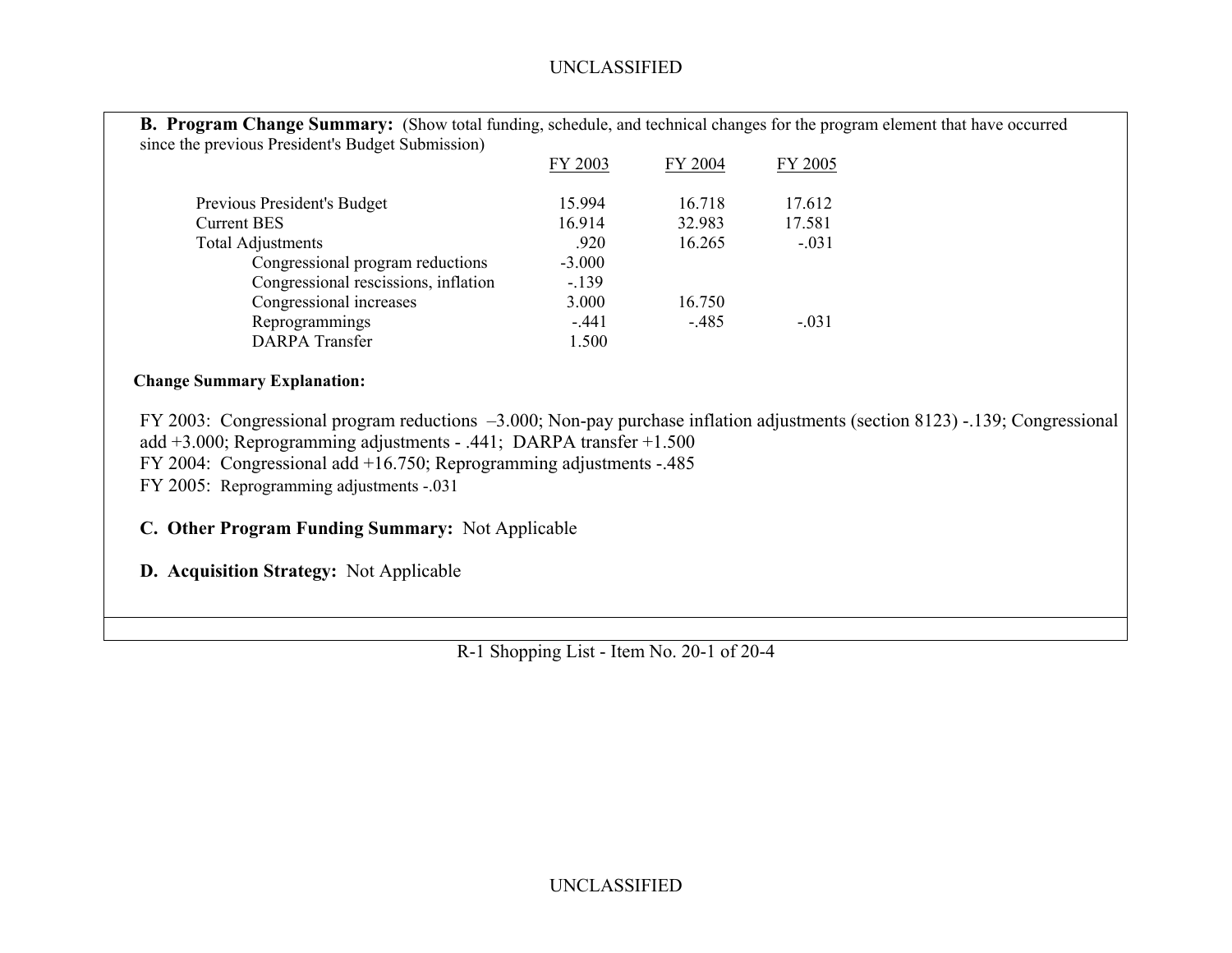**B. Program Change Summary:** (Show total funding, schedule, and technical changes for the program element that have occurred since the previous President's Budget Submission)

| | FY 2003 | FY 2004 | FY 2005 |
|---|---|---|---|
| Previous President's Budget | 15.994 | 16.718 | 17.612 |
| Current BES | 16.914 | 32.983 | 17.581 |
| Total Adjustments | .920 | 16.265 | -.031 |
| Congressional program reductions | -3.000 | | |
| Congressional rescissions, inflation | -.139 | | |
| Congressional increases | 3.000 | 16.750 | |
| Reprogrammings | -.441 | -.485 | -.031 |
| DARPA Transfer | 1.500 | | |

**Change Summary Explanation:**

FY 2003: Congressional program reductions –3.000; Non-pay purchase inflation adjustments (section 8123) -.139; Congressional add +3.000; Reprogramming adjustments - .441; DARPA transfer +1.500
FY 2004: Congressional add +16.750; Reprogramming adjustments -.485
FY 2005: Reprogramming adjustments -.031

**C. Other Program Funding Summary:** Not Applicable

**D. Acquisition Strategy:** Not Applicable